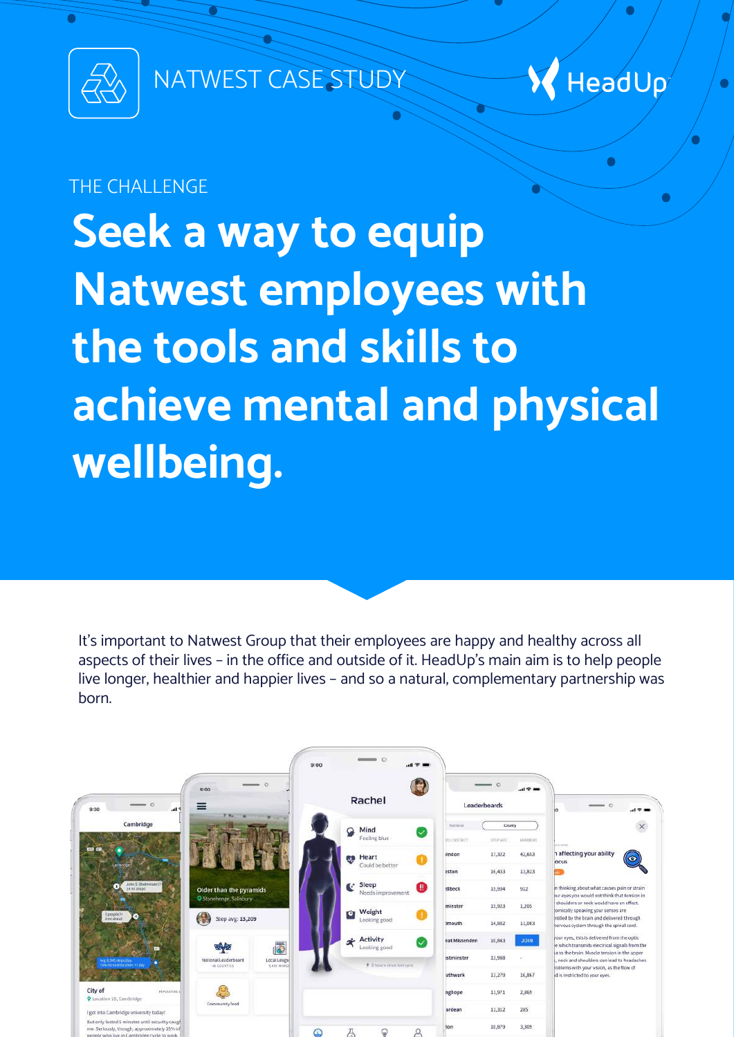NATWEST CASE STUDY

HeadUp

THE CHALLENGE

# Seek a way to equip Natwest employees with the tools and skills to achieve mental and physical wellbeing.

It's important to Natwest Group that their employees are happy and healthy across all aspects of their lives – in the office and outside of it. HeadUp's main aim is to help people live longer, healthier and happier lives – and so a natural, complementary partnership was born.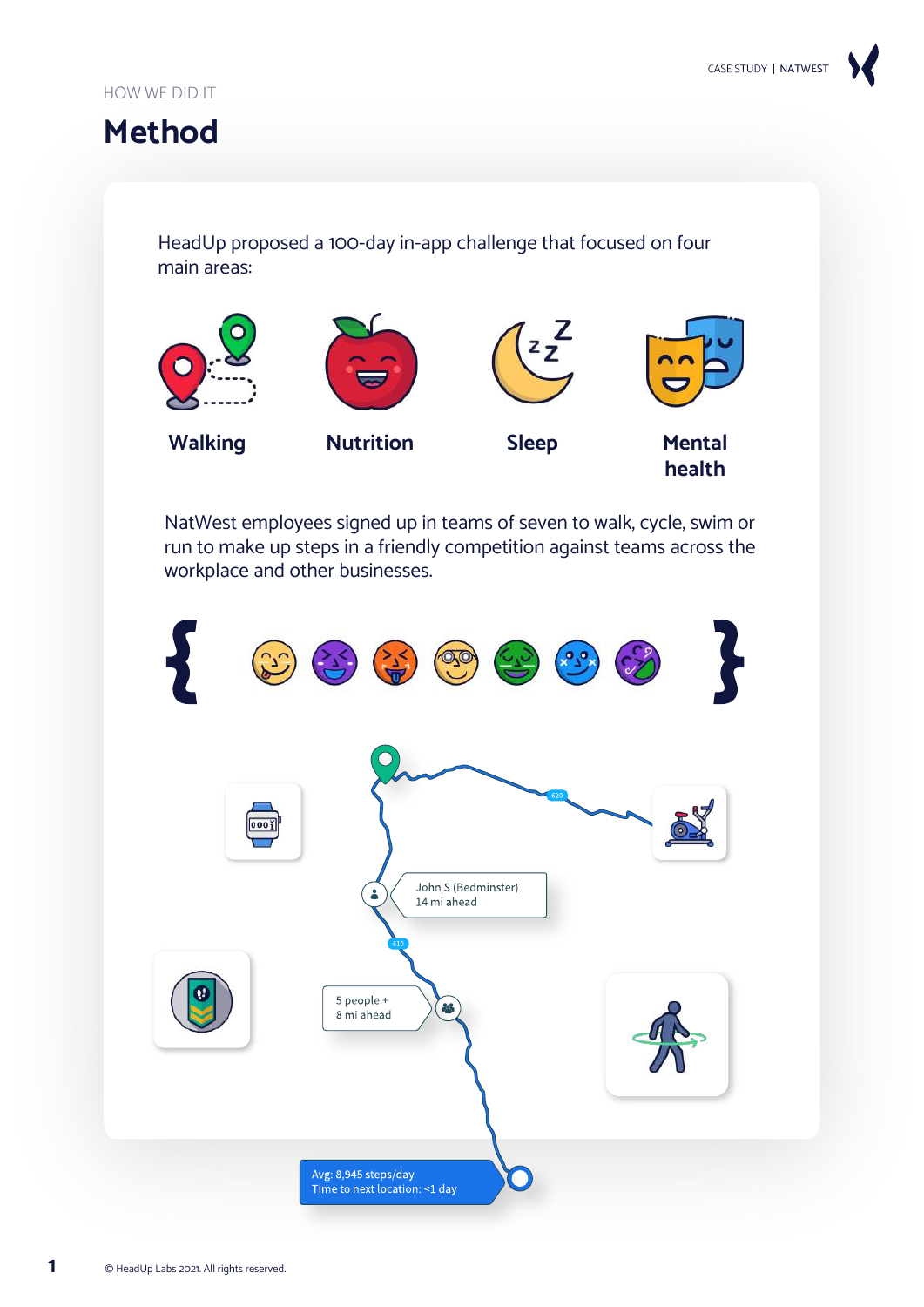HOW WE DID IT

# Method

HeadUp proposed a 100-day in-app challenge that focused on four main areas:

**Walking**

**Nutrition**

**Sleep**

**Mental health**

NatWest employees signed up in teams of seven to walk, cycle, swim or run to make up steps in a friendly competition against teams across the workplace and other businesses.

John S (Bedminster)
14 mi ahead

5 people +
8 mi ahead

Avg: 8,945 steps/day
Time to next location: <1 day

© HeadUp Labs 2021. All rights reserved.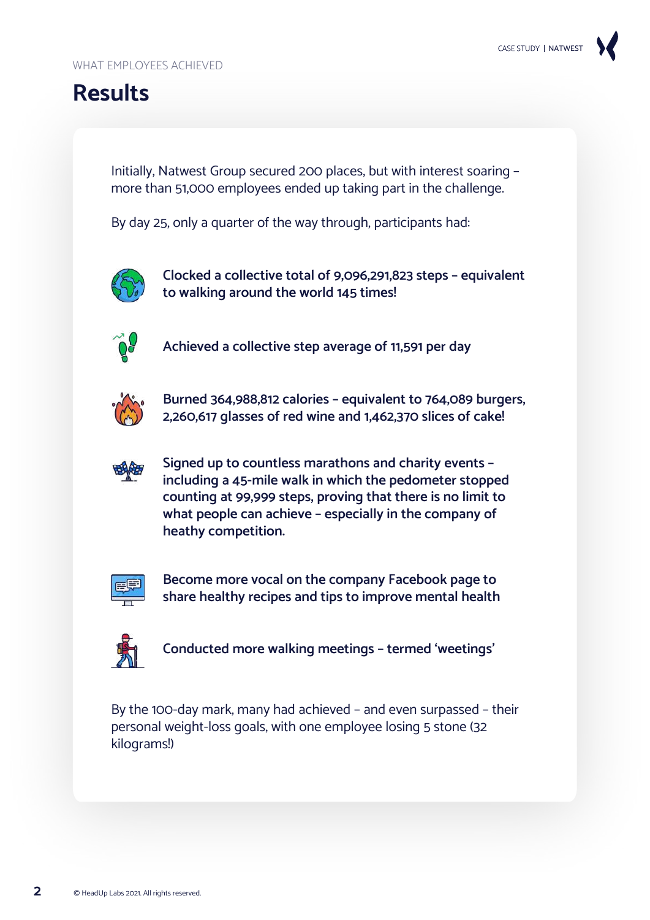WHAT EMPLOYEES ACHIEVED

# Results

Initially, Natwest Group secured 200 places, but with interest soaring – more than 51,000 employees ended up taking part in the challenge.

By day 25, only a quarter of the way through, participants had:

- **Clocked a collective total of 9,096,291,823 steps – equivalent to walking around the world 145 times!**
- **Achieved a collective step average of 11,591 per day**
- **Burned 364,988,812 calories – equivalent to 764,089 burgers, 2,260,617 glasses of red wine and 1,462,370 slices of cake!**
- **Signed up to countless marathons and charity events – including a 45-mile walk in which the pedometer stopped counting at 99,999 steps, proving that there is no limit to what people can achieve – especially in the company of heathy competition.**
- **Become more vocal on the company Facebook page to share healthy recipes and tips to improve mental health**
- **Conducted more walking meetings – termed 'weetings'**

By the 100-day mark, many had achieved – and even surpassed – their personal weight-loss goals, with one employee losing 5 stone (32 kilograms!)

© HeadUp Labs 2021. All rights reserved.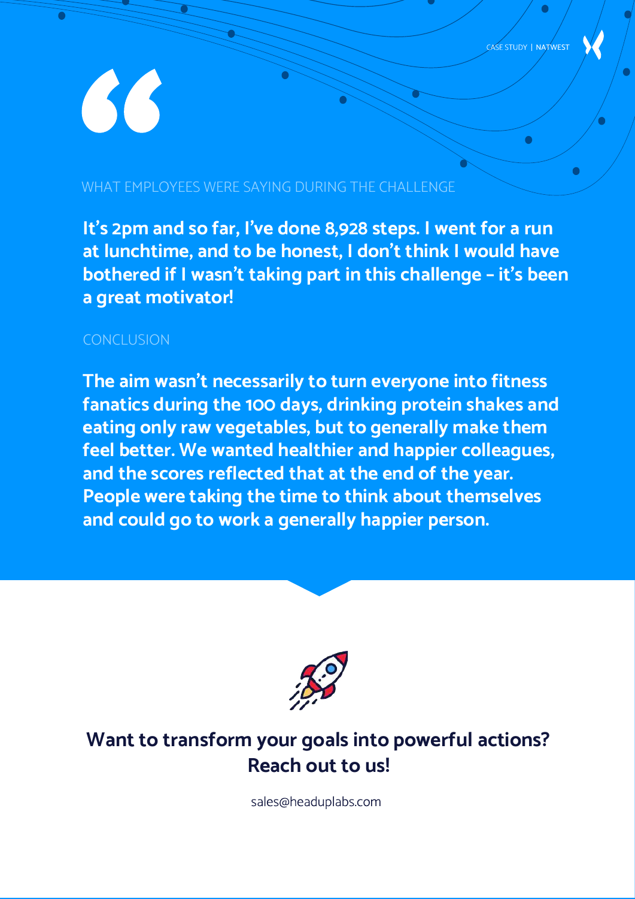WHAT EMPLOYEES WERE SAYING DURING THE CHALLENGE

**It's 2pm and so far, I've done 8,928 steps. I went for a run at lunchtime, and to be honest, I don't think I would have bothered if I wasn't taking part in this challenge – it's been a great motivator!**

CONCLUSION

**The aim wasn't necessarily to turn everyone into fitness fanatics during the 100 days, drinking protein shakes and eating only raw vegetables, but to generally make them feel better. We wanted healthier and happier colleagues, and the scores reflected that at the end of the year. People were taking the time to think about themselves and could go to work a generally happier person.**

## Want to transform your goals into powerful actions? Reach out to us!

sales@headuplabs.com